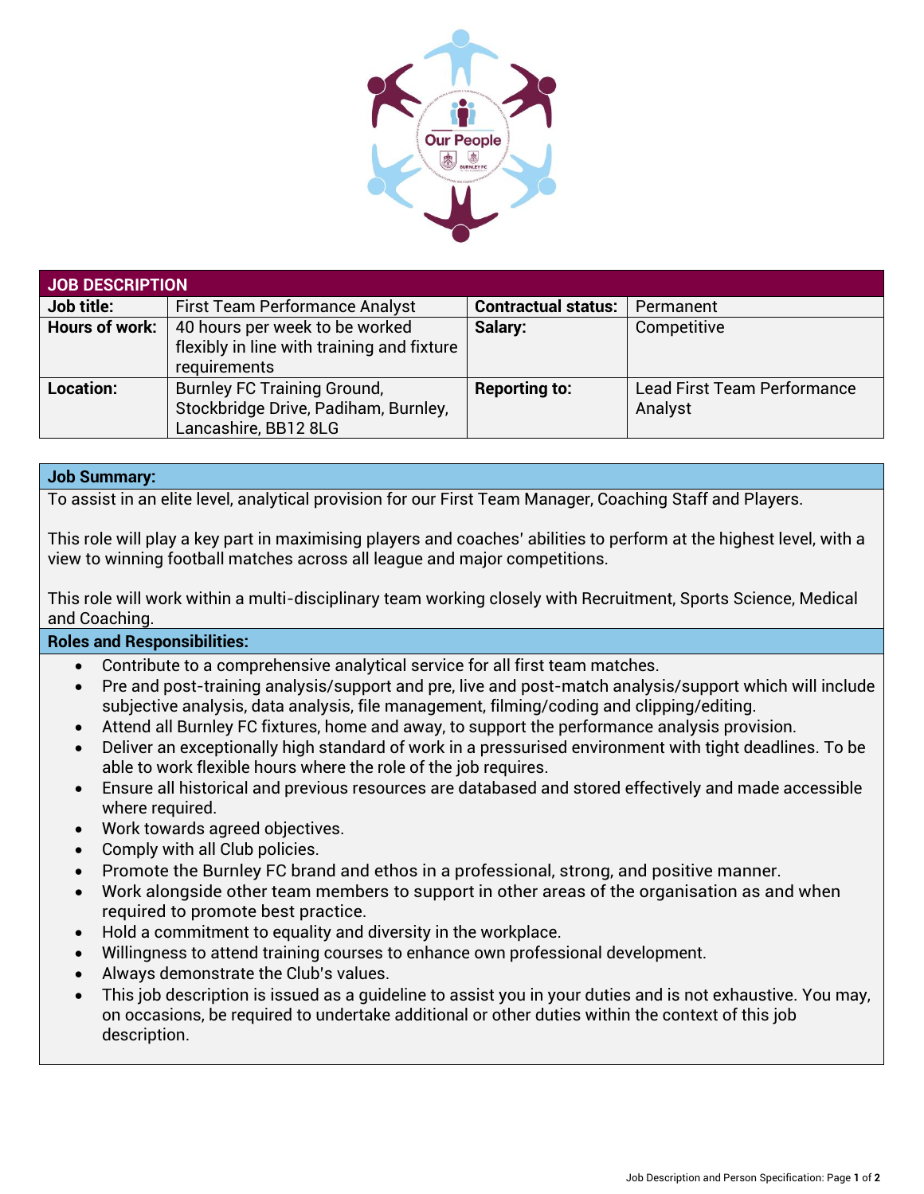| JOB DESCRIPTION | | | |
|---|---|---|---|
| **Job title:** | First Team Performance Analyst | **Contractual status:** | Permanent |
| **Hours of work:** | 40 hours per week to be worked flexibly in line with training and fixture requirements | **Salary:** | Competitive |
| **Location:** | Burnley FC Training Ground, Stockbridge Drive, Padiham, Burnley, Lancashire, BB12 8LG | **Reporting to:** | Lead First Team Performance Analyst |

## Job Summary:

To assist in an elite level, analytical provision for our First Team Manager, Coaching Staff and Players.

This role will play a key part in maximising players and coaches' abilities to perform at the highest level, with a view to winning football matches across all league and major competitions.

This role will work within a multi-disciplinary team working closely with Recruitment, Sports Science, Medical and Coaching.

## Roles and Responsibilities:

- Contribute to a comprehensive analytical service for all first team matches.
- Pre and post-training analysis/support and pre, live and post-match analysis/support which will include subjective analysis, data analysis, file management, filming/coding and clipping/editing.
- Attend all Burnley FC fixtures, home and away, to support the performance analysis provision.
- Deliver an exceptionally high standard of work in a pressurised environment with tight deadlines. To be able to work flexible hours where the role of the job requires.
- Ensure all historical and previous resources are databased and stored effectively and made accessible where required.
- Work towards agreed objectives.
- Comply with all Club policies.
- Promote the Burnley FC brand and ethos in a professional, strong, and positive manner.
- Work alongside other team members to support in other areas of the organisation as and when required to promote best practice.
- Hold a commitment to equality and diversity in the workplace.
- Willingness to attend training courses to enhance own professional development.
- Always demonstrate the Club's values.
- This job description is issued as a guideline to assist you in your duties and is not exhaustive. You may, on occasions, be required to undertake additional or other duties within the context of this job description.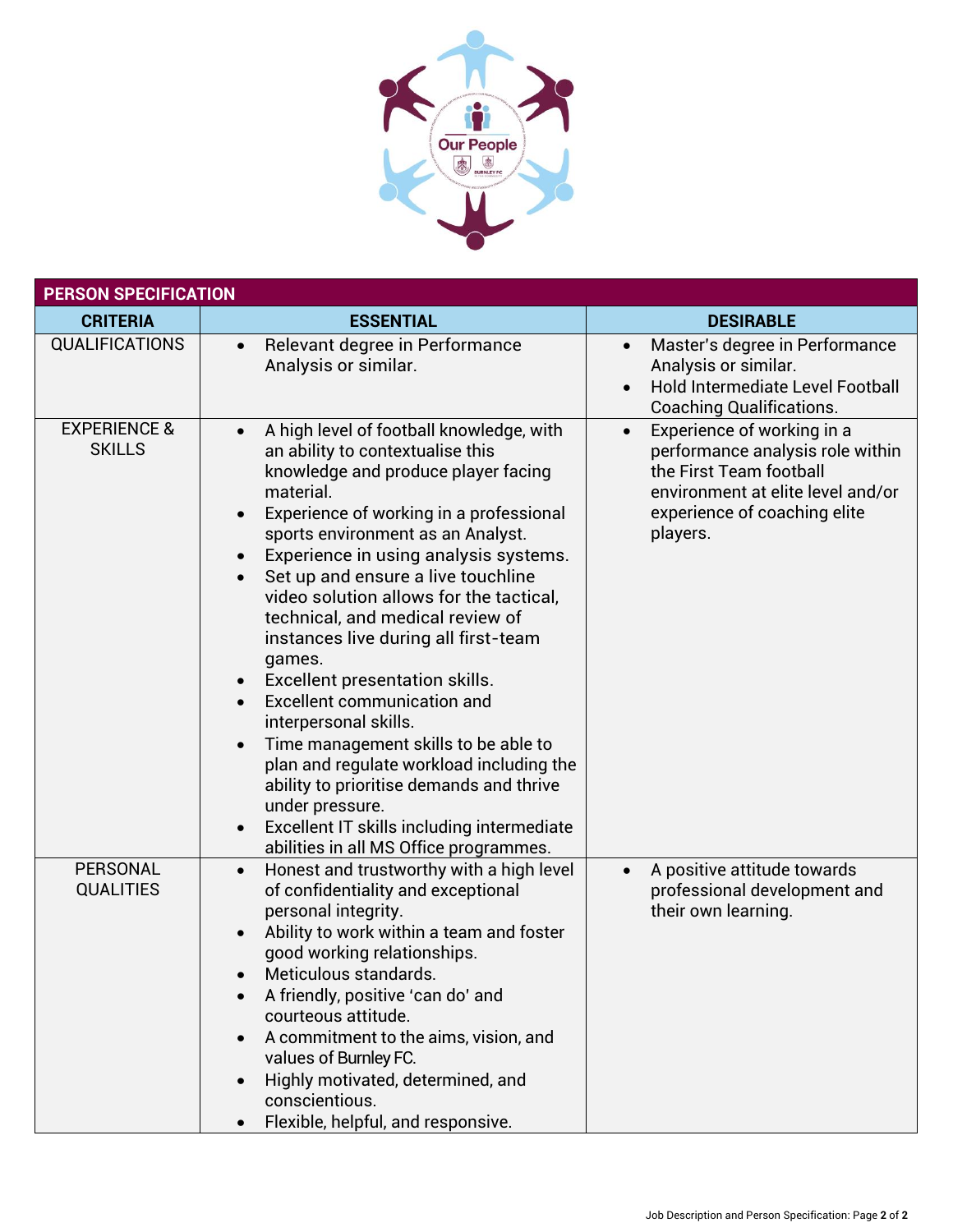| PERSON SPECIFICATION | | |
| --- | --- | --- |
| **CRITERIA** | **ESSENTIAL** | **DESIRABLE** |
| QUALIFICATIONS | • Relevant degree in Performance Analysis or similar. | • Master's degree in Performance Analysis or similar.<br>• Hold Intermediate Level Football Coaching Qualifications. |
| EXPERIENCE & SKILLS | • A high level of football knowledge, with an ability to contextualise this knowledge and produce player facing material.<br>• Experience of working in a professional sports environment as an Analyst.<br>• Experience in using analysis systems.<br>• Set up and ensure a live touchline video solution allows for the tactical, technical, and medical review of instances live during all first-team games.<br>• Excellent presentation skills.<br>• Excellent communication and interpersonal skills.<br>• Time management skills to be able to plan and regulate workload including the ability to prioritise demands and thrive under pressure.<br>• Excellent IT skills including intermediate abilities in all MS Office programmes. | • Experience of working in a performance analysis role within the First Team football environment at elite level and/or experience of coaching elite players. |
| PERSONAL QUALITIES | • Honest and trustworthy with a high level of confidentiality and exceptional personal integrity.<br>• Ability to work within a team and foster good working relationships.<br>• Meticulous standards.<br>• A friendly, positive 'can do' and courteous attitude.<br>• A commitment to the aims, vision, and values of Burnley FC.<br>• Highly motivated, determined, and conscientious.<br>• Flexible, helpful, and responsive. | • A positive attitude towards professional development and their own learning. |